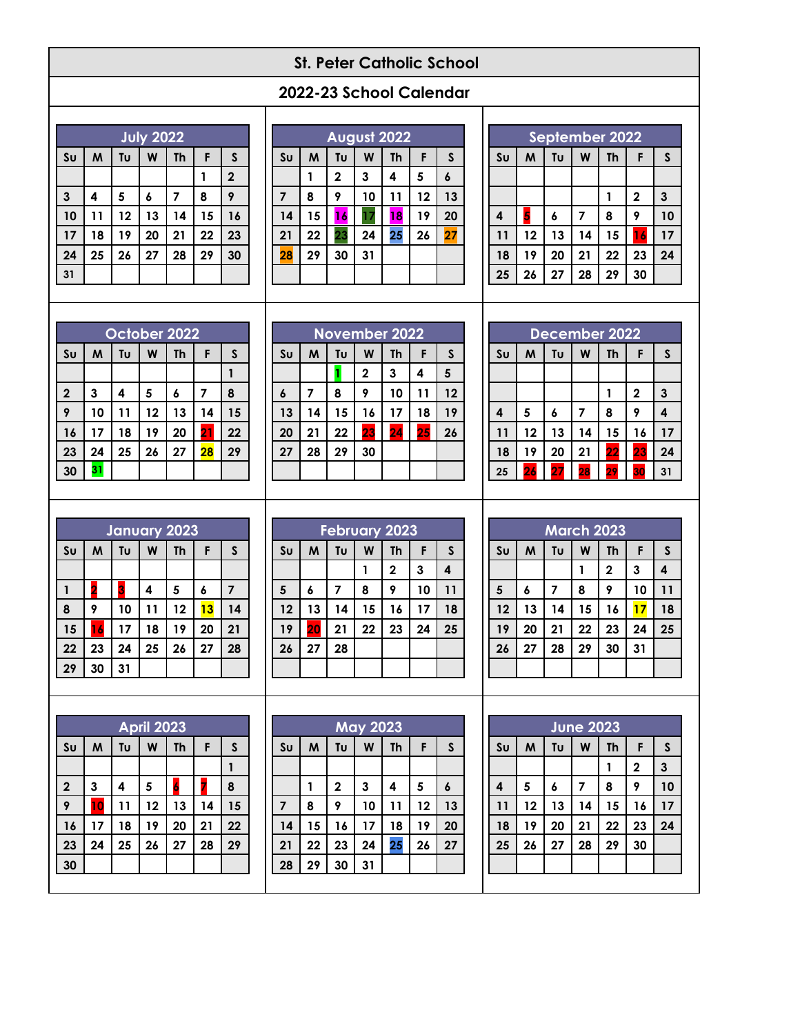# St. Peter Catholic School

## 2022-23 School Calendar

### July 2022

| Su | M | Tu | W | Th | F | S |
|---|---|---|---|---|---|---|
| | | | | | 1 | 2 |
| 3 | 4 | 5 | 6 | 7 | 8 | 9 |
| 10 | 11 | 12 | 13 | 14 | 15 | 16 |
| 17 | 18 | 19 | 20 | 21 | 22 | 23 |
| 24 | 25 | 26 | 27 | 28 | 29 | 30 |
| 31 | | | | | | |

### August 2022

| Su | M | Tu | W | Th | F | S |
|---|---|---|---|---|---|---|
| | 1 | 2 | 3 | 4 | 5 | 6 |
| 7 | 8 | 9 | 10 | 11 | 12 | 13 |
| 14 | 15 | 16 | 17 | 18 | 19 | 20 |
| 21 | 22 | 23 | 24 | 25 | 26 | 27 |
| 28 | 29 | 30 | 31 | | | |

### September 2022

| Su | M | Tu | W | Th | F | S |
|---|---|---|---|---|---|---|
| | | | | 1 | 2 | 3 |
| 4 | 5 | 6 | 7 | 8 | 9 | 10 |
| 11 | 12 | 13 | 14 | 15 | 16 | 17 |
| 18 | 19 | 20 | 21 | 22 | 23 | 24 |
| 25 | 26 | 27 | 28 | 29 | 30 | |

### October 2022

| Su | M | Tu | W | Th | F | S |
|---|---|---|---|---|---|---|
| | | | | | | 1 |
| 2 | 3 | 4 | 5 | 6 | 7 | 8 |
| 9 | 10 | 11 | 12 | 13 | 14 | 15 |
| 16 | 17 | 18 | 19 | 20 | 21 | 22 |
| 23 | 24 | 25 | 26 | 27 | 28 | 29 |
| 30 | 31 | | | | | |

### November 2022

| Su | M | Tu | W | Th | F | S |
|---|---|---|---|---|---|---|
| | | 1 | 2 | 3 | 4 | 5 |
| 6 | 7 | 8 | 9 | 10 | 11 | 12 |
| 13 | 14 | 15 | 16 | 17 | 18 | 19 |
| 20 | 21 | 22 | 23 | 24 | 25 | 26 |
| 27 | 28 | 29 | 30 | | | |

### December 2022

| Su | M | Tu | W | Th | F | S |
|---|---|---|---|---|---|---|
| | | | | 1 | 2 | 3 |
| 4 | 5 | 6 | 7 | 8 | 9 | 4 |
| 11 | 12 | 13 | 14 | 15 | 16 | 17 |
| 18 | 19 | 20 | 21 | 22 | 23 | 24 |
| 25 | 26 | 27 | 28 | 29 | 30 | 31 |

### January 2023

| Su | M | Tu | W | Th | F | S |
|---|---|---|---|---|---|---|
| 1 | 2 | 3 | 4 | 5 | 6 | 7 |
| 8 | 9 | 10 | 11 | 12 | 13 | 14 |
| 15 | 16 | 17 | 18 | 19 | 20 | 21 |
| 22 | 23 | 24 | 25 | 26 | 27 | 28 |
| 29 | 30 | 31 | | | | |

### February 2023

| Su | M | Tu | W | Th | F | S |
|---|---|---|---|---|---|---|
| | | | 1 | 2 | 3 | 4 |
| 5 | 6 | 7 | 8 | 9 | 10 | 11 |
| 12 | 13 | 14 | 15 | 16 | 17 | 18 |
| 19 | 20 | 21 | 22 | 23 | 24 | 25 |
| 26 | 27 | 28 | | | | |

### March 2023

| Su | M | Tu | W | Th | F | S |
|---|---|---|---|---|---|---|
| | | | 1 | 2 | 3 | 4 |
| 5 | 6 | 7 | 8 | 9 | 10 | 11 |
| 12 | 13 | 14 | 15 | 16 | 17 | 18 |
| 19 | 20 | 21 | 22 | 23 | 24 | 25 |
| 26 | 27 | 28 | 29 | 30 | 31 | |

### April 2023

| Su | M | Tu | W | Th | F | S |
|---|---|---|---|---|---|---|
| | | | | | | 1 |
| 2 | 3 | 4 | 5 | 6 | 7 | 8 |
| 9 | 10 | 11 | 12 | 13 | 14 | 15 |
| 16 | 17 | 18 | 19 | 20 | 21 | 22 |
| 23 | 24 | 25 | 26 | 27 | 28 | 29 |
| 30 | | | | | | |

### May 2023

| Su | M | Tu | W | Th | F | S |
|---|---|---|---|---|---|---|
| | 1 | 2 | 3 | 4 | 5 | 6 |
| 7 | 8 | 9 | 10 | 11 | 12 | 13 |
| 14 | 15 | 16 | 17 | 18 | 19 | 20 |
| 21 | 22 | 23 | 24 | 25 | 26 | 27 |
| 28 | 29 | 30 | 31 | | | |

### June 2023

| Su | M | Tu | W | Th | F | S |
|---|---|---|---|---|---|---|
| | | | | 1 | 2 | 3 |
| 4 | 5 | 6 | 7 | 8 | 9 | 10 |
| 11 | 12 | 13 | 14 | 15 | 16 | 17 |
| 18 | 19 | 20 | 21 | 22 | 23 | 24 |
| 25 | 26 | 27 | 28 | 29 | 30 | |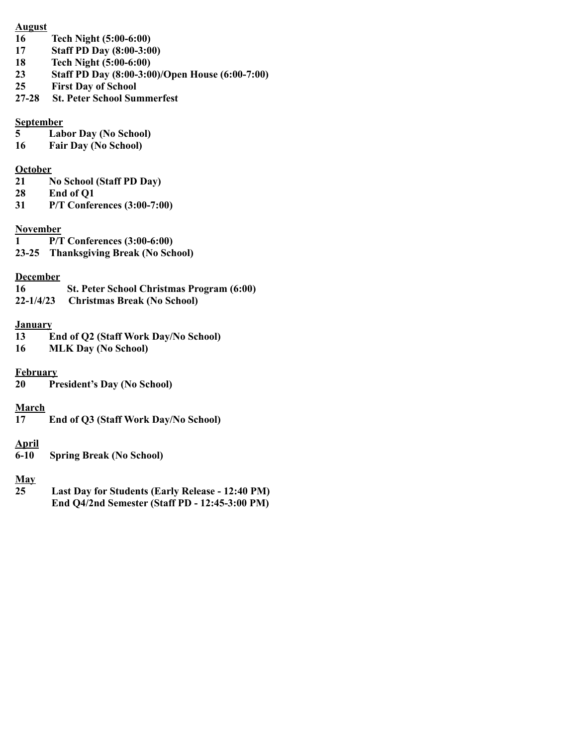**August**

**16 Tech Night (5:00-6:00)**
**17 Staff PD Day (8:00-3:00)**
**18 Tech Night (5:00-6:00)**
**23 Staff PD Day (8:00-3:00)/Open House (6:00-7:00)**
**25 First Day of School**
**27-28 St. Peter School Summerfest**

**September**

**5 Labor Day (No School)**
**16 Fair Day (No School)**

**October**

**21 No School (Staff PD Day)**
**28 End of Q1**
**31 P/T Conferences (3:00-7:00)**

**November**

**1 P/T Conferences (3:00-6:00)**
**23-25 Thanksgiving Break (No School)**

**December**

**16 St. Peter School Christmas Program (6:00)**
**22-1/4/23 Christmas Break (No School)**

**January**

**13 End of Q2 (Staff Work Day/No School)**
**16 MLK Day (No School)**

**February**

**20 President's Day (No School)**

**March**

**17 End of Q3 (Staff Work Day/No School)**

**April**

**6-10 Spring Break (No School)**

**May**

**25 Last Day for Students (Early Release - 12:40 PM)**
**End Q4/2nd Semester (Staff PD - 12:45-3:00 PM)**